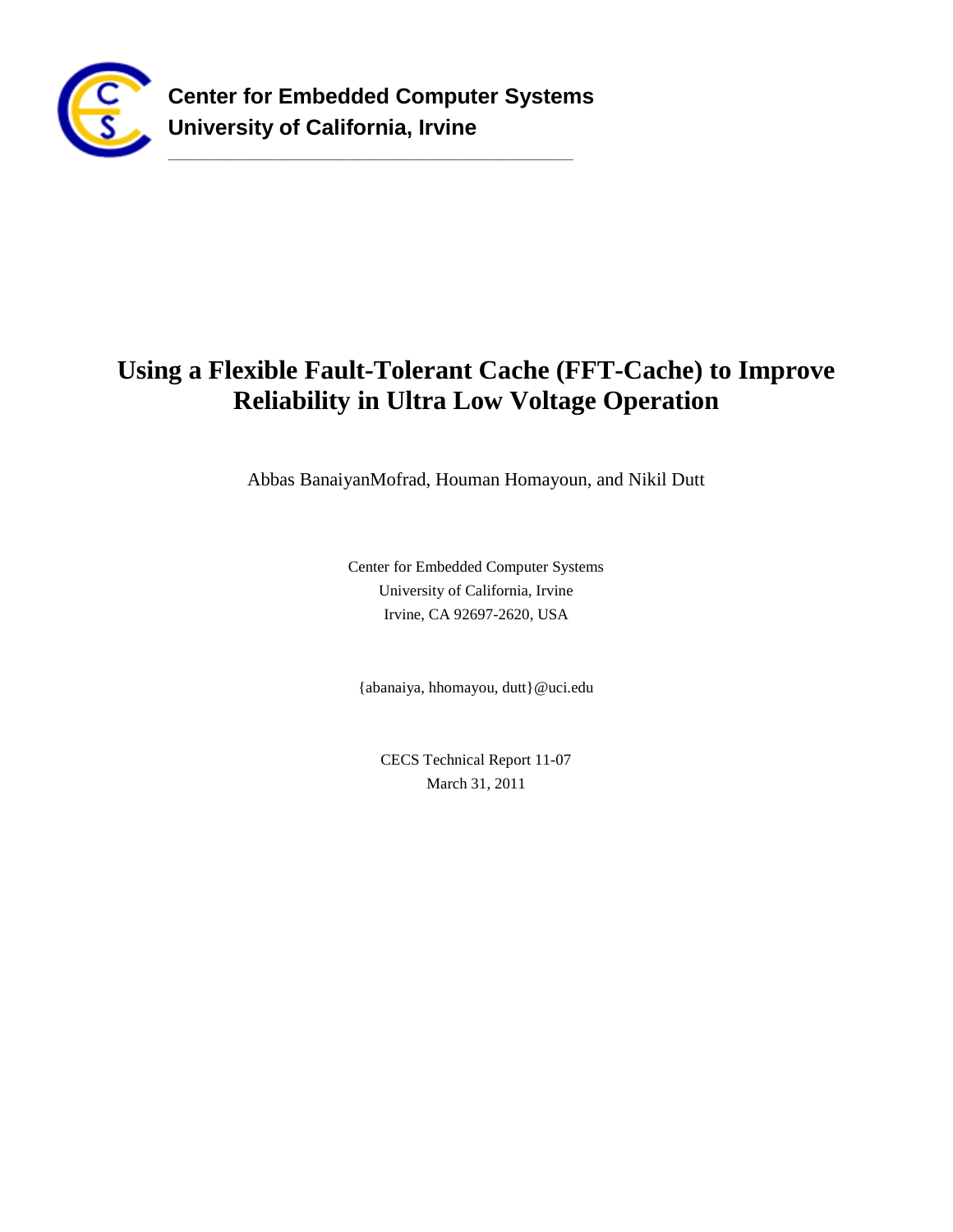**Center for Embedded Computer Systems**
**University of California, Irvine**

# Using a Flexible Fault-Tolerant Cache (FFT-Cache) to Improve Reliability in Ultra Low Voltage Operation

Abbas BanaiyanMofrad, Houman Homayoun, and Nikil Dutt

Center for Embedded Computer Systems
University of California, Irvine
Irvine, CA 92697-2620, USA

{abanaiya, hhomayou, dutt}@uci.edu

CECS Technical Report 11-07
March 31, 2011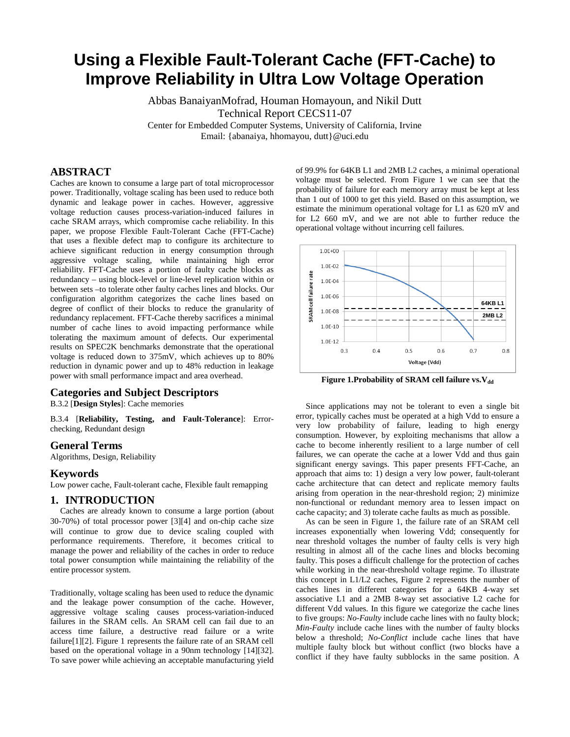# Using a Flexible Fault-Tolerant Cache (FFT-Cache) to Improve Reliability in Ultra Low Voltage Operation

Abbas BanaiyanMofrad, Houman Homayoun, and Nikil Dutt
Technical Report CECS11-07
Center for Embedded Computer Systems, University of California, Irvine
Email: {abanaiya, hhomayou, dutt}@uci.edu

## ABSTRACT

Caches are known to consume a large part of total microprocessor power. Traditionally, voltage scaling has been used to reduce both dynamic and leakage power in caches. However, aggressive voltage reduction causes process-variation-induced failures in cache SRAM arrays, which compromise cache reliability. In this paper, we propose Flexible Fault-Tolerant Cache (FFT-Cache) that uses a flexible defect map to configure its architecture to achieve significant reduction in energy consumption through aggressive voltage scaling, while maintaining high error reliability. FFT-Cache uses a portion of faulty cache blocks as redundancy – using block-level or line-level replication within or between sets –to tolerate other faulty caches lines and blocks. Our configuration algorithm categorizes the cache lines based on degree of conflict of their blocks to reduce the granularity of redundancy replacement. FFT-Cache thereby sacrifices a minimal number of cache lines to avoid impacting performance while tolerating the maximum amount of defects. Our experimental results on SPEC2K benchmarks demonstrate that the operational voltage is reduced down to 375mV, which achieves up to 80% reduction in dynamic power and up to 48% reduction in leakage power with small performance impact and area overhead.

## Categories and Subject Descriptors

B.3.2 [**Design Styles**]: Cache memories

B.3.4 [**Reliability, Testing, and Fault-Tolerance**]: Error-checking, Redundant design

## General Terms

Algorithms, Design, Reliability

## Keywords

Low power cache, Fault-tolerant cache, Flexible fault remapping

## 1. INTRODUCTION

Caches are already known to consume a large portion (about 30-70%) of total processor power [3][4] and on-chip cache size will continue to grow due to device scaling coupled with performance requirements. Therefore, it becomes critical to manage the power and reliability of the caches in order to reduce total power consumption while maintaining the reliability of the entire processor system.

Traditionally, voltage scaling has been used to reduce the dynamic and the leakage power consumption of the cache. However, aggressive voltage scaling causes process-variation-induced failures in the SRAM cells. An SRAM cell can fail due to an access time failure, a destructive read failure or a write failure[1][2]. Figure 1 represents the failure rate of an SRAM cell based on the operational voltage in a 90nm technology [14][32]. To save power while achieving an acceptable manufacturing yield of 99.9% for 64KB L1 and 2MB L2 caches, a minimal operational voltage must be selected. From Figure 1 we can see that the probability of failure for each memory array must be kept at less than 1 out of 1000 to get this yield. Based on this assumption, we estimate the minimum operational voltage for L1 as 620 mV and for L2 660 mV, and we are not able to further reduce the operational voltage without incurring cell failures.

**Figure 1.Probability of SRAM cell failure vs.$V_{dd}$**

Since applications may not be tolerant to even a single bit error, typically caches must be operated at a high Vdd to ensure a very low probability of failure, leading to high energy consumption. However, by exploiting mechanisms that allow a cache to become inherently resilient to a large number of cell failures, we can operate the cache at a lower Vdd and thus gain significant energy savings. This paper presents FFT-Cache, an approach that aims to: 1) design a very low power, fault-tolerant cache architecture that can detect and replicate memory faults arising from operation in the near-threshold region; 2) minimize non-functional or redundant memory area to lessen impact on cache capacity; and 3) tolerate cache faults as much as possible.

As can be seen in Figure 1, the failure rate of an SRAM cell increases exponentially when lowering Vdd; consequently for near threshold voltages the number of faulty cells is very high resulting in almost all of the cache lines and blocks becoming faulty. This poses a difficult challenge for the protection of caches while working in the near-threshold voltage regime. To illustrate this concept in L1/L2 caches, Figure 2 represents the number of caches lines in different categories for a 64KB 4-way set associative L1 and a 2MB 8-way set associative L2 cache for different Vdd values. In this figure we categorize the cache lines to five groups: *No-Faulty* include cache lines with no faulty block; *Min-Faulty* include cache lines with the number of faulty blocks below a threshold; *No-Conflict* include cache lines that have multiple faulty block but without conflict (two blocks have a conflict if they have faulty subblocks in the same position. A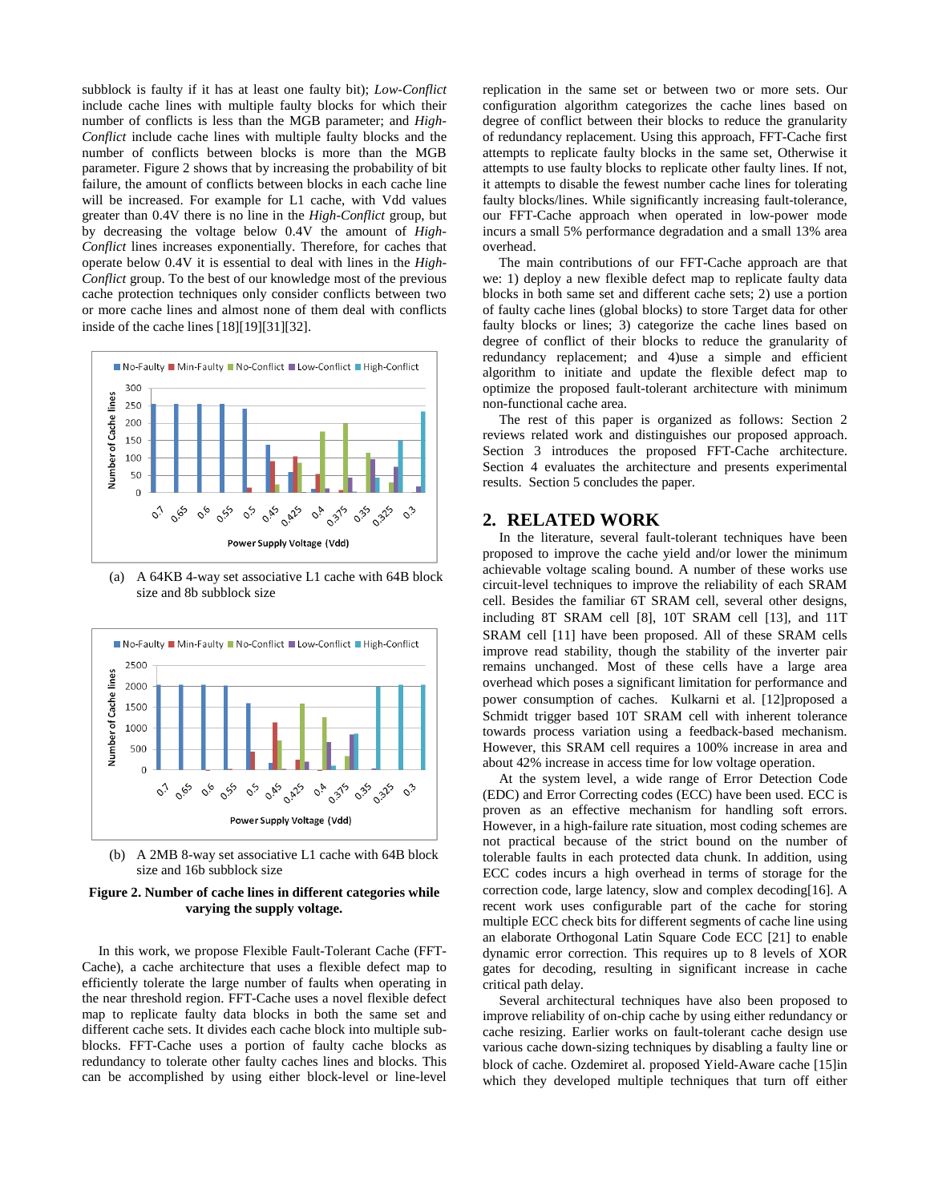subblock is faulty if it has at least one faulty bit); *Low-Conflict* include cache lines with multiple faulty blocks for which their number of conflicts is less than the MGB parameter; and *High-Conflict* include cache lines with multiple faulty blocks and the number of conflicts between blocks is more than the MGB parameter. Figure 2 shows that by increasing the probability of bit failure, the amount of conflicts between blocks in each cache line will be increased. For example for L1 cache, with Vdd values greater than 0.4V there is no line in the *High-Conflict* group, but by decreasing the voltage below 0.4V the amount of *High-Conflict* lines increases exponentially. Therefore, for caches that operate below 0.4V it is essential to deal with lines in the *High-Conflict* group. To the best of our knowledge most of the previous cache protection techniques only consider conflicts between two or more cache lines and almost none of them deal with conflicts inside of the cache lines [18][19][31][32].

(a) A 64KB 4-way set associative L1 cache with 64B block size and 8b subblock size

(b) A 2MB 8-way set associative L1 cache with 64B block size and 16b subblock size

**Figure 2. Number of cache lines in different categories while varying the supply voltage.**

In this work, we propose Flexible Fault-Tolerant Cache (FFT-Cache), a cache architecture that uses a flexible defect map to efficiently tolerate the large number of faults when operating in the near threshold region. FFT-Cache uses a novel flexible defect map to replicate faulty data blocks in both the same set and different cache sets. It divides each cache block into multiple sub-blocks. FFT-Cache uses a portion of faulty cache blocks as redundancy to tolerate other faulty caches lines and blocks. This can be accomplished by using either block-level or line-level replication in the same set or between two or more sets. Our configuration algorithm categorizes the cache lines based on degree of conflict between their blocks to reduce the granularity of redundancy replacement. Using this approach, FFT-Cache first attempts to replicate faulty blocks in the same set, Otherwise it attempts to use faulty blocks to replicate other faulty lines. If not, it attempts to disable the fewest number cache lines for tolerating faulty blocks/lines. While significantly increasing fault-tolerance, our FFT-Cache approach when operated in low-power mode incurs a small 5% performance degradation and a small 13% area overhead.

The main contributions of our FFT-Cache approach are that we: 1) deploy a new flexible defect map to replicate faulty data blocks in both same set and different cache sets; 2) use a portion of faulty cache lines (global blocks) to store Target data for other faulty blocks or lines; 3) categorize the cache lines based on degree of conflict of their blocks to reduce the granularity of redundancy replacement; and 4)use a simple and efficient algorithm to initiate and update the flexible defect map to optimize the proposed fault-tolerant architecture with minimum non-functional cache area.

The rest of this paper is organized as follows: Section 2 reviews related work and distinguishes our proposed approach. Section 3 introduces the proposed FFT-Cache architecture. Section 4 evaluates the architecture and presents experimental results. Section 5 concludes the paper.

## 2. RELATED WORK

In the literature, several fault-tolerant techniques have been proposed to improve the cache yield and/or lower the minimum achievable voltage scaling bound. A number of these works use circuit-level techniques to improve the reliability of each SRAM cell. Besides the familiar 6T SRAM cell, several other designs, including 8T SRAM cell [8], 10T SRAM cell [13], and 11T SRAM cell [11] have been proposed. All of these SRAM cells improve read stability, though the stability of the inverter pair remains unchanged. Most of these cells have a large area overhead which poses a significant limitation for performance and power consumption of caches. Kulkarni et al. [12]proposed a Schmidt trigger based 10T SRAM cell with inherent tolerance towards process variation using a feedback-based mechanism. However, this SRAM cell requires a 100% increase in area and about 42% increase in access time for low voltage operation.

At the system level, a wide range of Error Detection Code (EDC) and Error Correcting codes (ECC) have been used. ECC is proven as an effective mechanism for handling soft errors. However, in a high-failure rate situation, most coding schemes are not practical because of the strict bound on the number of tolerable faults in each protected data chunk. In addition, using ECC codes incurs a high overhead in terms of storage for the correction code, large latency, slow and complex decoding[16]. A recent work uses configurable part of the cache for storing multiple ECC check bits for different segments of cache line using an elaborate Orthogonal Latin Square Code ECC [21] to enable dynamic error correction. This requires up to 8 levels of XOR gates for decoding, resulting in significant increase in cache critical path delay.

Several architectural techniques have also been proposed to improve reliability of on-chip cache by using either redundancy or cache resizing. Earlier works on fault-tolerant cache design use various cache down-sizing techniques by disabling a faulty line or block of cache. Ozdemiret al. proposed Yield-Aware cache [15]in which they developed multiple techniques that turn off either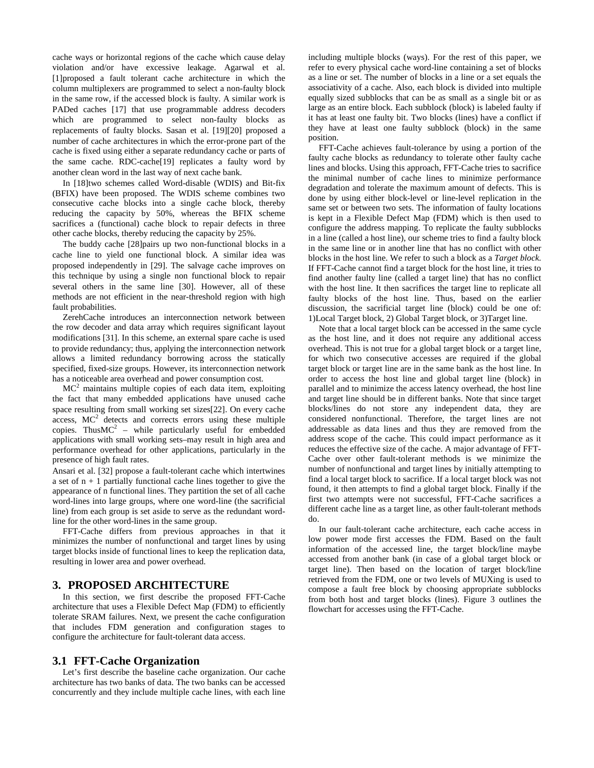cache ways or horizontal regions of the cache which cause delay violation and/or have excessive leakage. Agarwal et al. [1]proposed a fault tolerant cache architecture in which the column multiplexers are programmed to select a non-faulty block in the same row, if the accessed block is faulty. A similar work is PADed caches [17] that use programmable address decoders which are programmed to select non-faulty blocks as replacements of faulty blocks. Sasan et al. [19][20] proposed a number of cache architectures in which the error-prone part of the cache is fixed using either a separate redundancy cache or parts of the same cache. RDC-cache[19] replicates a faulty word by another clean word in the last way of next cache bank.

In [18]two schemes called Word-disable (WDIS) and Bit-fix (BFIX) have been proposed. The WDIS scheme combines two consecutive cache blocks into a single cache block, thereby reducing the capacity by 50%, whereas the BFIX scheme sacrifices a (functional) cache block to repair defects in three other cache blocks, thereby reducing the capacity by 25%.

The buddy cache [28]pairs up two non-functional blocks in a cache line to yield one functional block. A similar idea was proposed independently in [29]. The salvage cache improves on this technique by using a single non functional block to repair several others in the same line [30]. However, all of these methods are not efficient in the near-threshold region with high fault probabilities.

ZerehCache introduces an interconnection network between the row decoder and data array which requires significant layout modifications [31]. In this scheme, an external spare cache is used to provide redundancy; thus, applying the interconnection network allows a limited redundancy borrowing across the statically specified, fixed-size groups. However, its interconnection network has a noticeable area overhead and power consumption cost.

$MC^2$ maintains multiple copies of each data item, exploiting the fact that many embedded applications have unused cache space resulting from small working set sizes[22]. On every cache access, $MC^2$ detects and corrects errors using these multiple copies. Thus$MC^2$ – while particularly useful for embedded applications with small working sets–may result in high area and performance overhead for other applications, particularly in the presence of high fault rates.

Ansari et al. [32] propose a fault-tolerant cache which intertwines a set of n + 1 partially functional cache lines together to give the appearance of n functional lines. They partition the set of all cache word-lines into large groups, where one word-line (the sacrificial line) from each group is set aside to serve as the redundant word-line for the other word-lines in the same group.

FFT-Cache differs from previous approaches in that it minimizes the number of nonfunctional and target lines by using target blocks inside of functional lines to keep the replication data, resulting in lower area and power overhead.

## 3. PROPOSED ARCHITECTURE

In this section, we first describe the proposed FFT-Cache architecture that uses a Flexible Defect Map (FDM) to efficiently tolerate SRAM failures. Next, we present the cache configuration that includes FDM generation and configuration stages to configure the architecture for fault-tolerant data access.

### 3.1 FFT-Cache Organization

Let's first describe the baseline cache organization. Our cache architecture has two banks of data. The two banks can be accessed concurrently and they include multiple cache lines, with each line including multiple blocks (ways). For the rest of this paper, we refer to every physical cache word-line containing a set of blocks as a line or set. The number of blocks in a line or a set equals the associativity of a cache. Also, each block is divided into multiple equally sized subblocks that can be as small as a single bit or as large as an entire block. Each subblock (block) is labeled faulty if it has at least one faulty bit. Two blocks (lines) have a conflict if they have at least one faulty subblock (block) in the same position.

FFT-Cache achieves fault-tolerance by using a portion of the faulty cache blocks as redundancy to tolerate other faulty cache lines and blocks. Using this approach, FFT-Cache tries to sacrifice the minimal number of cache lines to minimize performance degradation and tolerate the maximum amount of defects. This is done by using either block-level or line-level replication in the same set or between two sets. The information of faulty locations is kept in a Flexible Defect Map (FDM) which is then used to configure the address mapping. To replicate the faulty subblocks in a line (called a host line), our scheme tries to find a faulty block in the same line or in another line that has no conflict with other blocks in the host line. We refer to such a block as a *Target block.* If FFT-Cache cannot find a target block for the host line, it tries to find another faulty line (called a target line) that has no conflict with the host line. It then sacrifices the target line to replicate all faulty blocks of the host line. Thus, based on the earlier discussion, the sacrificial target line (block) could be one of: 1)Local Target block, 2) Global Target block, or 3)Target line.

Note that a local target block can be accessed in the same cycle as the host line, and it does not require any additional access overhead. This is not true for a global target block or a target line, for which two consecutive accesses are required if the global target block or target line are in the same bank as the host line. In order to access the host line and global target line (block) in parallel and to minimize the access latency overhead, the host line and target line should be in different banks. Note that since target blocks/lines do not store any independent data, they are considered nonfunctional. Therefore, the target lines are not addressable as data lines and thus they are removed from the address scope of the cache. This could impact performance as it reduces the effective size of the cache. A major advantage of FFT-Cache over other fault-tolerant methods is we minimize the number of nonfunctional and target lines by initially attempting to find a local target block to sacrifice. If a local target block was not found, it then attempts to find a global target block. Finally if the first two attempts were not successful, FFT-Cache sacrifices a different cache line as a target line, as other fault-tolerant methods do.

In our fault-tolerant cache architecture, each cache access in low power mode first accesses the FDM. Based on the fault information of the accessed line, the target block/line maybe accessed from another bank (in case of a global target block or target line). Then based on the location of target block/line retrieved from the FDM, one or two levels of MUXing is used to compose a fault free block by choosing appropriate subblocks from both host and target blocks (lines). Figure 3 outlines the flowchart for accesses using the FFT-Cache.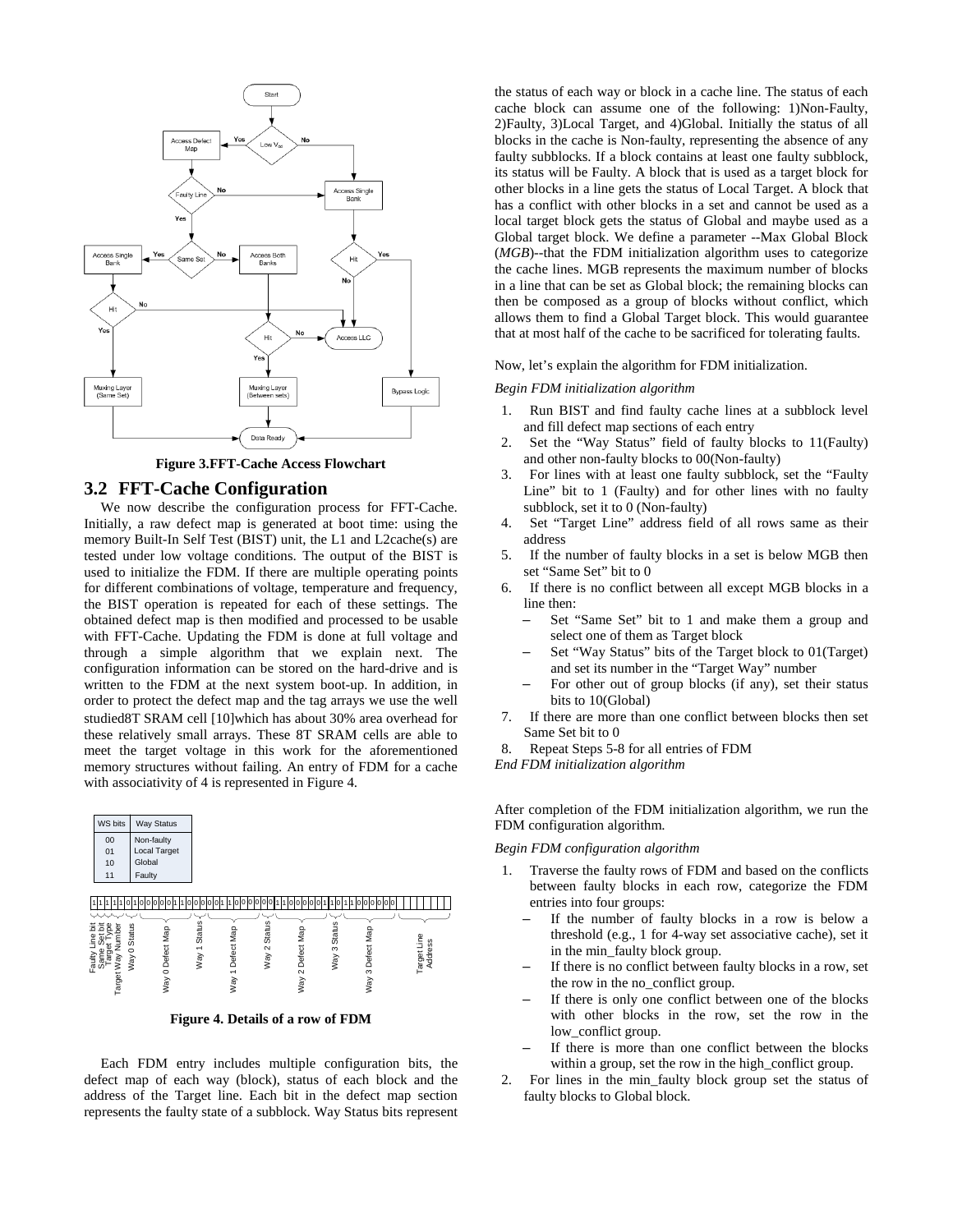**Figure 3.FFT-Cache Access Flowchart**

## 3.2 FFT-Cache Configuration

We now describe the configuration process for FFT-Cache. Initially, a raw defect map is generated at boot time: using the memory Built-In Self Test (BIST) unit, the L1 and L2cache(s) are tested under low voltage conditions. The output of the BIST is used to initialize the FDM. If there are multiple operating points for different combinations of voltage, temperature and frequency, the BIST operation is repeated for each of these settings. The obtained defect map is then modified and processed to be usable with FFT-Cache. Updating the FDM is done at full voltage and through a simple algorithm that we explain next. The configuration information can be stored on the hard-drive and is written to the FDM at the next system boot-up. In addition, in order to protect the defect map and the tag arrays we use the well studied8T SRAM cell [10]which has about 30% area overhead for these relatively small arrays. These 8T SRAM cells are able to meet the target voltage in this work for the aforementioned memory structures without failing. An entry of FDM for a cache with associativity of 4 is represented in Figure 4.

| WS bits | Way Status |
| --- | --- |
| 00 | Non-faulty |
| 01 | Local Target |
| 10 | Global |
| 11 | Faulty |

**Figure 4. Details of a row of FDM**

Each FDM entry includes multiple configuration bits, the defect map of each way (block), status of each block and the address of the Target line. Each bit in the defect map section represents the faulty state of a subblock. Way Status bits represent the status of each way or block in a cache line. The status of each cache block can assume one of the following: 1)Non-Faulty, 2)Faulty, 3)Local Target, and 4)Global. Initially the status of all blocks in the cache is Non-faulty, representing the absence of any faulty subblocks. If a block contains at least one faulty subblock, its status will be Faulty. A block that is used as a target block for other blocks in a line gets the status of Local Target. A block that has a conflict with other blocks in a set and cannot be used as a local target block gets the status of Global and maybe used as a Global target block. We define a parameter --Max Global Block (*MGB*)--that the FDM initialization algorithm uses to categorize the cache lines. MGB represents the maximum number of blocks in a line that can be set as Global block; the remaining blocks can then be composed as a group of blocks without conflict, which allows them to find a Global Target block. This would guarantee that at most half of the cache to be sacrificed for tolerating faults.

Now, let's explain the algorithm for FDM initialization.

*Begin FDM initialization algorithm*

1. Run BIST and find faulty cache lines at a subblock level and fill defect map sections of each entry
2. Set the "Way Status" field of faulty blocks to 11(Faulty) and other non-faulty blocks to 00(Non-faulty)
3. For lines with at least one faulty subblock, set the "Faulty Line" bit to 1 (Faulty) and for other lines with no faulty subblock, set it to 0 (Non-faulty)
4. Set "Target Line" address field of all rows same as their address
5. If the number of faulty blocks in a set is below MGB then set "Same Set" bit to 0
6. If there is no conflict between all except MGB blocks in a line then:
   - Set "Same Set" bit to 1 and make them a group and select one of them as Target block
   - Set "Way Status" bits of the Target block to 01(Target) and set its number in the "Target Way" number
   - For other out of group blocks (if any), set their status bits to 10(Global)
7. If there are more than one conflict between blocks then set Same Set bit to 0
8. Repeat Steps 5-8 for all entries of FDM

*End FDM initialization algorithm*

After completion of the FDM initialization algorithm, we run the FDM configuration algorithm.

*Begin FDM configuration algorithm*

1. Traverse the faulty rows of FDM and based on the conflicts between faulty blocks in each row, categorize the FDM entries into four groups:
   - If the number of faulty blocks in a row is below a threshold (e.g., 1 for 4-way set associative cache), set it in the min_faulty block group.
   - If there is no conflict between faulty blocks in a row, set the row in the no_conflict group.
   - If there is only one conflict between one of the blocks with other blocks in the row, set the row in the low_conflict group.
   - If there is more than one conflict between the blocks within a group, set the row in the high_conflict group.
2. For lines in the min_faulty block group set the status of faulty blocks to Global block.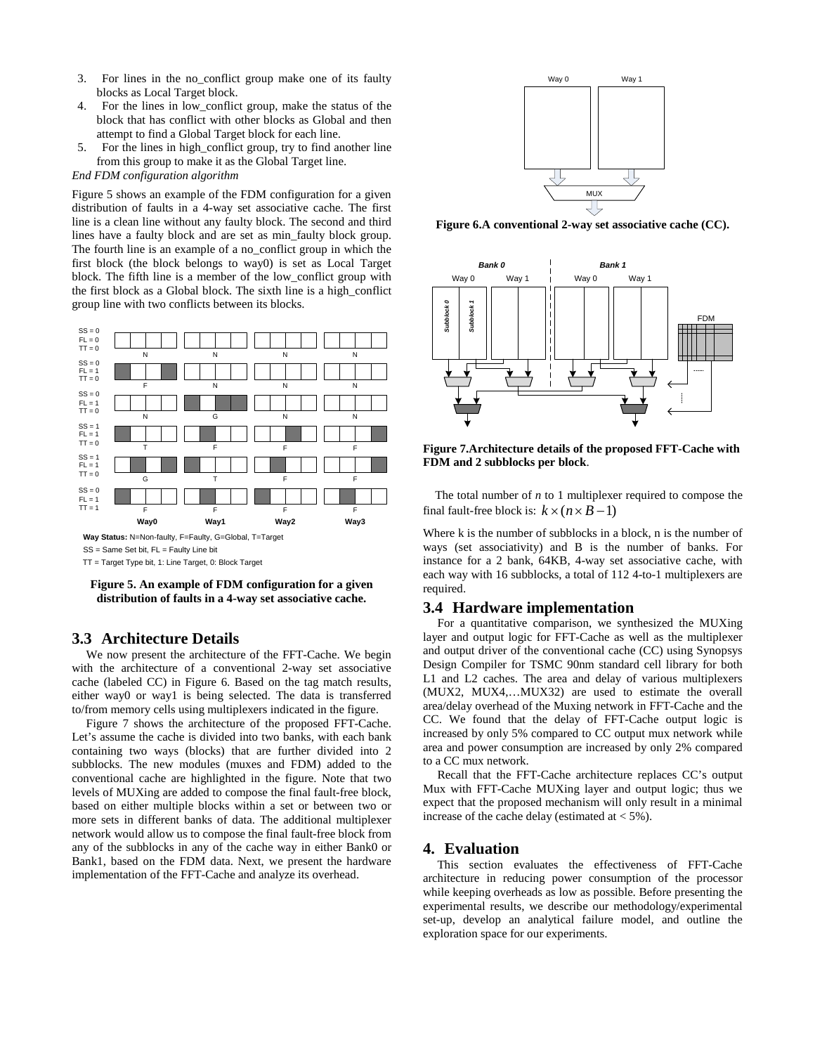3. For lines in the no_conflict group make one of its faulty blocks as Local Target block.
4. For the lines in low_conflict group, make the status of the block that has conflict with other blocks as Global and then attempt to find a Global Target block for each line.
5. For the lines in high_conflict group, try to find another line from this group to make it as the Global Target line.

*End FDM configuration algorithm*

Figure 5 shows an example of the FDM configuration for a given distribution of faults in a 4-way set associative cache. The first line is a clean line without any faulty block. The second and third lines have a faulty block and are set as min_faulty block group. The fourth line is an example of a no_conflict group in which the first block (the block belongs to way0) is set as Local Target block. The fifth line is a member of the low_conflict group with the first block as a Global block. The sixth line is a high_conflict group line with two conflicts between its blocks.

**Figure 5. An example of FDM configuration for a given distribution of faults in a 4-way set associative cache.**

## 3.3 Architecture Details

We now present the architecture of the FFT-Cache. We begin with the architecture of a conventional 2-way set associative cache (labeled CC) in Figure 6. Based on the tag match results, either way0 or way1 is being selected. The data is transferred to/from memory cells using multiplexers indicated in the figure.

Figure 7 shows the architecture of the proposed FFT-Cache. Let's assume the cache is divided into two banks, with each bank containing two ways (blocks) that are further divided into 2 subblocks. The new modules (muxes and FDM) added to the conventional cache are highlighted in the figure. Note that two levels of MUXing are added to compose the final fault-free block, based on either multiple blocks within a set or between two or more sets in different banks of data. The additional multiplexer network would allow us to compose the final fault-free block from any of the subblocks in any of the cache way in either Bank0 or Bank1, based on the FDM data. Next, we present the hardware implementation of the FFT-Cache and analyze its overhead.

**Figure 6.A conventional 2-way set associative cache (CC).**

**Figure 7.Architecture details of the proposed FFT-Cache with FDM and 2 subblocks per block**.

The total number of $n$ to 1 multiplexer required to compose the final fault-free block is: $k \times (n \times B - 1)$

Where k is the number of subblocks in a block, n is the number of ways (set associativity) and B is the number of banks. For instance for a 2 bank, 64KB, 4-way set associative cache, with each way with 16 subblocks, a total of 112 4-to-1 multiplexers are required.

## 3.4 Hardware implementation

For a quantitative comparison, we synthesized the MUXing layer and output logic for FFT-Cache as well as the multiplexer and output driver of the conventional cache (CC) using Synopsys Design Compiler for TSMC 90nm standard cell library for both L1 and L2 caches. The area and delay of various multiplexers (MUX2, MUX4,…MUX32) are used to estimate the overall area/delay overhead of the Muxing network in FFT-Cache and the CC. We found that the delay of FFT-Cache output logic is increased by only 5% compared to CC output mux network while area and power consumption are increased by only 2% compared to a CC mux network.

Recall that the FFT-Cache architecture replaces CC's output Mux with FFT-Cache MUXing layer and output logic; thus we expect that the proposed mechanism will only result in a minimal increase of the cache delay (estimated at < 5%).

# 4. Evaluation

This section evaluates the effectiveness of FFT-Cache architecture in reducing power consumption of the processor while keeping overheads as low as possible. Before presenting the experimental results, we describe our methodology/experimental set-up, develop an analytical failure model, and outline the exploration space for our experiments.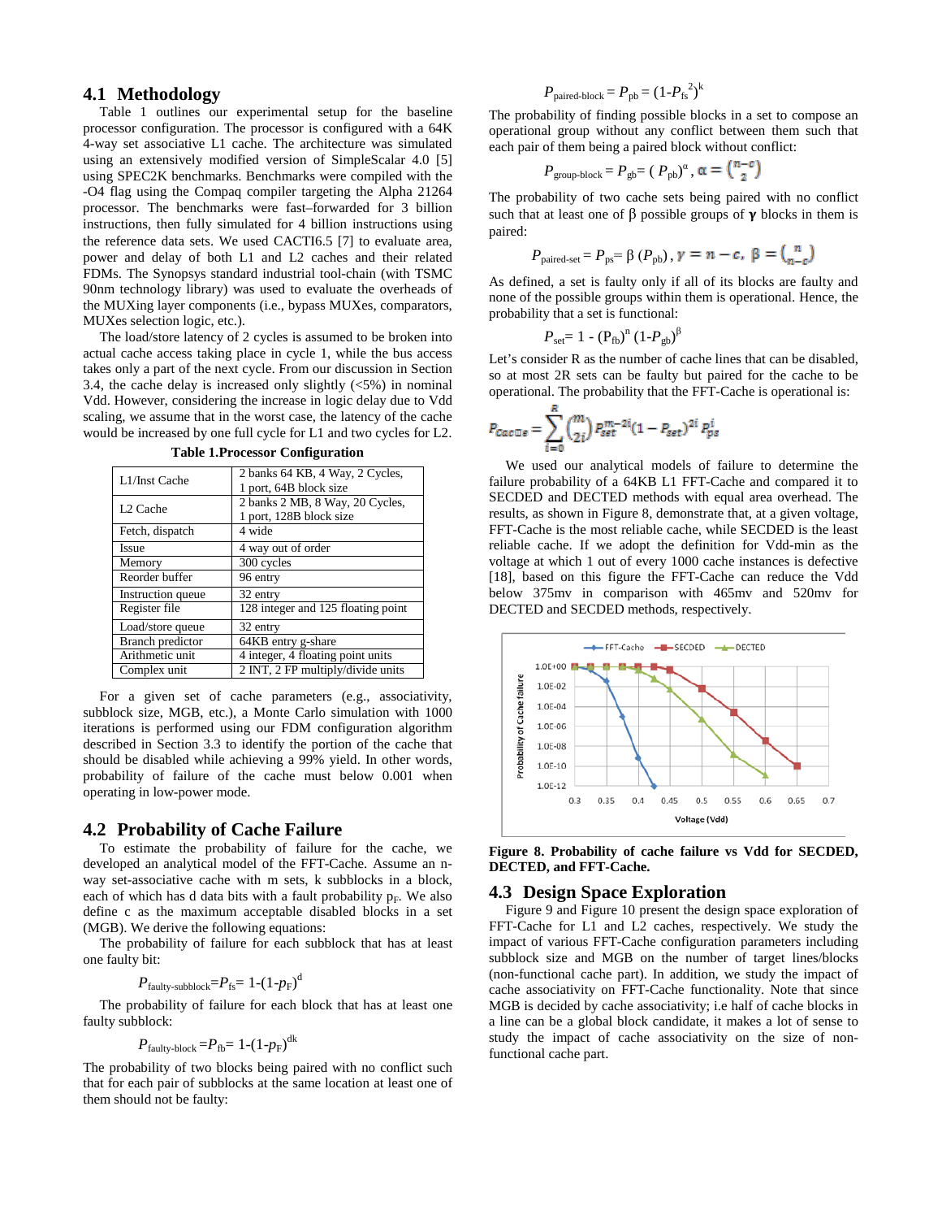## 4.1 Methodology

Table 1 outlines our experimental setup for the baseline processor configuration. The processor is configured with a 64K 4-way set associative L1 cache. The architecture was simulated using an extensively modified version of SimpleScalar 4.0 [5] using SPEC2K benchmarks. Benchmarks were compiled with the -O4 flag using the Compaq compiler targeting the Alpha 21264 processor. The benchmarks were fast–forwarded for 3 billion instructions, then fully simulated for 4 billion instructions using the reference data sets. We used CACTI6.5 [7] to evaluate area, power and delay of both L1 and L2 caches and their related FDMs. The Synopsys standard industrial tool-chain (with TSMC 90nm technology library) was used to evaluate the overheads of the MUXing layer components (i.e., bypass MUXes, comparators, MUXes selection logic, etc.).

The load/store latency of 2 cycles is assumed to be broken into actual cache access taking place in cycle 1, while the bus access takes only a part of the next cycle. From our discussion in Section 3.4, the cache delay is increased only slightly (<5%) in nominal Vdd. However, considering the increase in logic delay due to Vdd scaling, we assume that in the worst case, the latency of the cache would be increased by one full cycle for L1 and two cycles for L2.

**Table 1.Processor Configuration**

| | |
|---|---|
| L1/Inst Cache | 2 banks 64 KB, 4 Way, 2 Cycles, 1 port, 64B block size |
| L2 Cache | 2 banks 2 MB, 8 Way, 20 Cycles, 1 port, 128B block size |
| Fetch, dispatch | 4 wide |
| Issue | 4 way out of order |
| Memory | 300 cycles |
| Reorder buffer | 96 entry |
| Instruction queue | 32 entry |
| Register file | 128 integer and 125 floating point |
| Load/store queue | 32 entry |
| Branch predictor | 64KB entry g-share |
| Arithmetic unit | 4 integer, 4 floating point units |
| Complex unit | 2 INT, 2 FP multiply/divide units |

For a given set of cache parameters (e.g., associativity, subblock size, MGB, etc.), a Monte Carlo simulation with 1000 iterations is performed using our FDM configuration algorithm described in Section 3.3 to identify the portion of the cache that should be disabled while achieving a 99% yield. In other words, probability of failure of the cache must below 0.001 when operating in low-power mode.

## 4.2 Probability of Cache Failure

To estimate the probability of failure for the cache, we developed an analytical model of the FFT-Cache. Assume an n-way set-associative cache with m sets, k subblocks in a block, each of which has d data bits with a fault probability $p_F$. We also define c as the maximum acceptable disabled blocks in a set (MGB). We derive the following equations:

The probability of failure for each subblock that has at least one faulty bit:

$$P_{faulty\text{-}subblock} = P_{fs} = 1-(1-p_F)^d$$

The probability of failure for each block that has at least one faulty subblock:

$$P_{faulty\text{-}block} = P_{fb} = 1-(1-p_F)^{dk}$$

The probability of two blocks being paired with no conflict such that for each pair of subblocks at the same location at least one of them should not be faulty:

$$P_{paired\text{-}block} = P_{pb} = (1-P_{fs}^2)^k$$

The probability of finding possible blocks in a set to compose an operational group without any conflict between them such that each pair of them being a paired block without conflict:

$$P_{group\text{-}block} = P_{gb} = (P_{pb})^{\alpha},\ \alpha = \binom{n-c}{2}$$

The probability of two cache sets being paired with no conflict such that at least one of β possible groups of **γ** blocks in them is paired:

$$P_{paired\text{-}set} = P_{ps} = \beta\,(P_{pb}),\ \gamma = n - c,\ \beta = \binom{n}{n-c}$$

As defined, a set is faulty only if all of its blocks are faulty and none of the possible groups within them is operational. Hence, the probability that a set is functional:

$$P_{set} = 1 - (P_{fb})^n\,(1-P_{gb})^{\beta}$$

Let's consider R as the number of cache lines that can be disabled, so at most 2R sets can be faulty but paired for the cache to be operational. The probability that the FFT-Cache is operational is:

$$P_{Cache} = \sum_{i=0}^{R} \binom{m}{2i} P_{set}^{m-2i} (1-P_{set})^{2i} P_{ps}^{i}$$

We used our analytical models of failure to determine the failure probability of a 64KB L1 FFT-Cache and compared it to SECDED and DECTED methods with equal area overhead. The results, as shown in Figure 8, demonstrate that, at a given voltage, FFT-Cache is the most reliable cache, while SECDED is the least reliable cache. If we adopt the definition for Vdd-min as the voltage at which 1 out of every 1000 cache instances is defective [18], based on this figure the FFT-Cache can reduce the Vdd below 375mv in comparison with 465mv and 520mv for DECTED and SECDED methods, respectively.

**Figure 8. Probability of cache failure vs Vdd for SECDED, DECTED, and FFT-Cache.**

## 4.3 Design Space Exploration

Figure 9 and Figure 10 present the design space exploration of FFT-Cache for L1 and L2 caches, respectively. We study the impact of various FFT-Cache configuration parameters including subblock size and MGB on the number of target lines/blocks (non-functional cache part). In addition, we study the impact of cache associativity on FFT-Cache functionality. Note that since MGB is decided by cache associativity; i.e half of cache blocks in a line can be a global block candidate, it makes a lot of sense to study the impact of cache associativity on the size of non-functional cache part.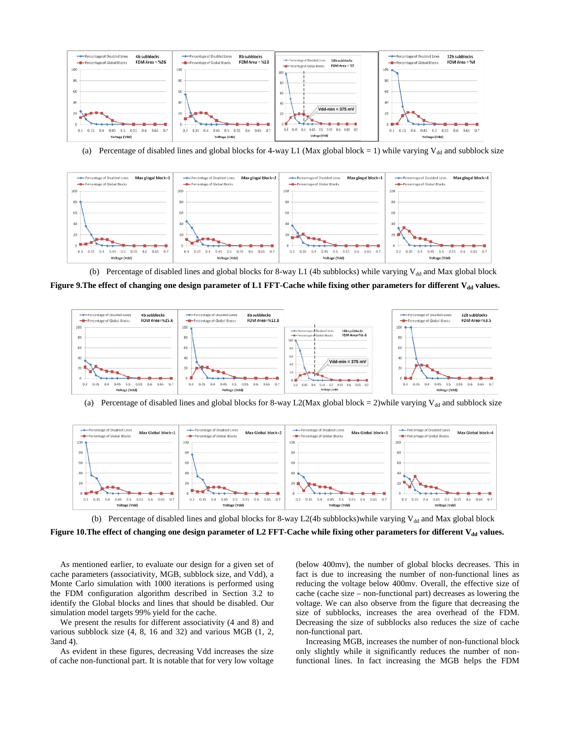(a) Percentage of disabled lines and global blocks for 4-way L1 (Max global block = 1) while varying $V_{dd}$ and subblock size

(b) Percentage of disabled lines and global blocks for 8-way L1 (4b subblocks) while varying $V_{dd}$ and Max global block

**Figure 9.The effect of changing one design parameter of L1 FFT-Cache while fixing other parameters for different $V_{dd}$ values.**

(a) Percentage of disabled lines and global blocks for 8-way L2(Max global block = 2)while varying $V_{dd}$ and subblock size

(b) Percentage of disabled lines and global blocks for 8-way L2(4b subblocks)while varying $V_{dd}$ and Max global block

**Figure 10.The effect of changing one design parameter of L2 FFT-Cache while fixing other parameters for different $V_{dd}$ values.**

As mentioned earlier, to evaluate our design for a given set of cache parameters (associativity, MGB, subblock size, and Vdd), a Monte Carlo simulation with 1000 iterations is performed using the FDM configuration algorithm described in Section 3.2 to identify the Global blocks and lines that should be disabled. Our simulation model targets 99% yield for the cache.

We present the results for different associativity (4 and 8) and various subblock size (4, 8, 16 and 32) and various MGB (1, 2, 3and 4).

As evident in these figures, decreasing Vdd increases the size of cache non-functional part. It is notable that for very low voltage (below 400mv), the number of global blocks decreases. This in fact is due to increasing the number of non-functional lines as reducing the voltage below 400mv. Overall, the effective size of cache (cache size – non-functional part) decreases as lowering the voltage. We can also observe from the figure that decreasing the size of subblocks, increases the area overhead of the FDM. Decreasing the size of subblocks also reduces the size of cache non-functional part.

Increasing MGB, increases the number of non-functional block only slightly while it significantly reduces the number of non-functional lines. In fact increasing the MGB helps the FDM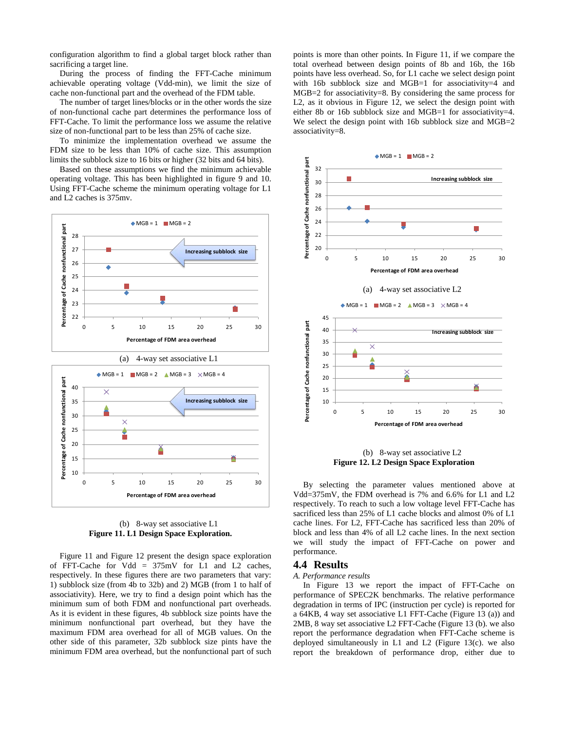configuration algorithm to find a global target block rather than sacrificing a target line.

During the process of finding the FFT-Cache minimum achievable operating voltage (Vdd-min), we limit the size of cache non-functional part and the overhead of the FDM table.

The number of target lines/blocks or in the other words the size of non-functional cache part determines the performance loss of FFT-Cache. To limit the performance loss we assume the relative size of non-functional part to be less than 25% of cache size.

To minimize the implementation overhead we assume the FDM size to be less than 10% of cache size. This assumption limits the subblock size to 16 bits or higher (32 bits and 64 bits).

Based on these assumptions we find the minimum achievable operating voltage. This has been highlighted in figure 9 and 10. Using FFT-Cache scheme the minimum operating voltage for L1 and L2 caches is 375mv.

(a) 4-way set associative L1

(b) 8-way set associative L1

**Figure 11. L1 Design Space Exploration.**

Figure 11 and Figure 12 present the design space exploration of FFT-Cache for Vdd = 375mV for L1 and L2 caches, respectively. In these figures there are two parameters that vary: 1) subblock size (from 4b to 32b) and 2) MGB (from 1 to half of associativity). Here, we try to find a design point which has the minimum sum of both FDM and nonfunctional part overheads. As it is evident in these figures, 4b subblock size points have the minimum nonfunctional part overhead, but they have the maximum FDM area overhead for all of MGB values. On the other side of this parameter, 32b subblock size pints have the minimum FDM area overhead, but the nonfunctional part of such points is more than other points. In Figure 11, if we compare the total overhead between design points of 8b and 16b, the 16b points have less overhead. So, for L1 cache we select design point with 16b subblock size and MGB=1 for associativity=4 and MGB=2 for associativity=8. By considering the same process for L2, as it obvious in Figure 12, we select the design point with either 8b or 16b subblock size and MGB=1 for associativity=4. We select the design point with 16b subblock size and MGB=2 associativity=8.

(a) 4-way set associative L2

(b) 8-way set associative L2

**Figure 12. L2 Design Space Exploration**

By selecting the parameter values mentioned above at Vdd=375mV, the FDM overhead is 7% and 6.6% for L1 and L2 respectively. To reach to such a low voltage level FFT-Cache has sacrificed less than 25% of L1 cache blocks and almost 0% of L1 cache lines. For L2, FFT-Cache has sacrificed less than 20% of block and less than 4% of all L2 cache lines. In the next section we will study the impact of FFT-Cache on power and performance.

## 4.4 Results

*A. Performance results*

In Figure 13 we report the impact of FFT-Cache on performance of SPEC2K benchmarks. The relative performance degradation in terms of IPC (instruction per cycle) is reported for a 64KB, 4 way set associative L1 FFT-Cache (Figure 13 (a)) and 2MB, 8 way set associative L2 FFT-Cache (Figure 13 (b). we also report the performance degradation when FFT-Cache scheme is deployed simultaneously in L1 and L2 (Figure 13(c). we also report the breakdown of performance drop, either due to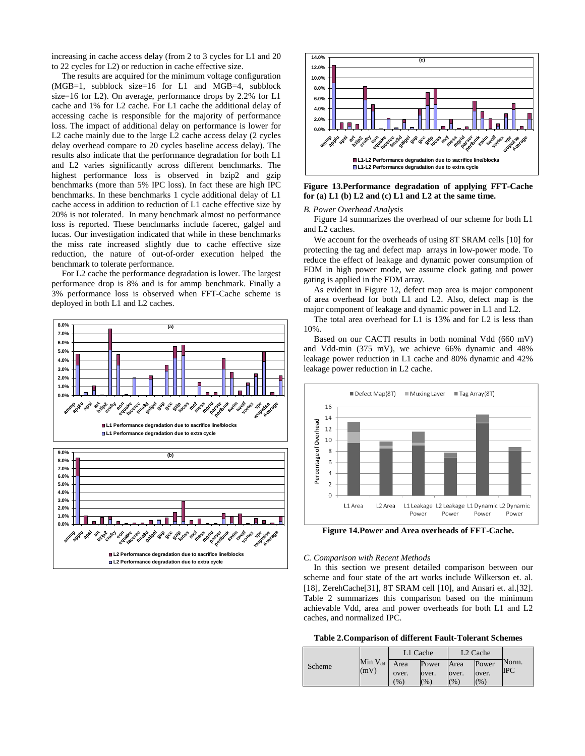increasing in cache access delay (from 2 to 3 cycles for L1 and 20 to 22 cycles for L2) or reduction in cache effective size.

The results are acquired for the minimum voltage configuration (MGB=1, subblock size=16 for L1 and MGB=4, subblock size=16 for L2). On average, performance drops by 2.2% for L1 cache and 1% for L2 cache. For L1 cache the additional delay of accessing cache is responsible for the majority of performance loss. The impact of additional delay on performance is lower for L2 cache mainly due to the large L2 cache access delay (2 cycles delay overhead compare to 20 cycles baseline access delay). The results also indicate that the performance degradation for both L1 and L2 varies significantly across different benchmarks. The highest performance loss is observed in bzip2 and gzip benchmarks (more than 5% IPC loss). In fact these are high IPC benchmarks. In these benchmarks 1 cycle additional delay of L1 cache access in addition to reduction of L1 cache effective size by 20% is not tolerated. In many benchmark almost no performance loss is reported. These benchmarks include facerec, galgel and lucas. Our investigation indicated that while in these benchmarks the miss rate increased slightly due to cache effective size reduction, the nature of out-of-order execution helped the benchmark to tolerate performance.

For L2 cache the performance degradation is lower. The largest performance drop is 8% and is for ammp benchmark. Finally a 3% performance loss is observed when FFT-Cache scheme is deployed in both L1 and L2 caches.

**Figure 13.Performance degradation of applying FFT-Cache for (a) L1 (b) L2 and (c) L1 and L2 at the same time.**

*B. Power Overhead Analysis*

Figure 14 summarizes the overhead of our scheme for both L1 and L2 caches.

We account for the overheads of using 8T SRAM cells [10] for protecting the tag and defect map arrays in low-power mode. To reduce the effect of leakage and dynamic power consumption of FDM in high power mode, we assume clock gating and power gating is applied in the FDM array.

As evident in Figure 12, defect map area is major component of area overhead for both L1 and L2. Also, defect map is the major component of leakage and dynamic power in L1 and L2.

The total area overhead for L1 is 13% and for L2 is less than 10%.

Based on our CACTI results in both nominal Vdd (660 mV) and Vdd-min (375 mV), we achieve 66% dynamic and 48% leakage power reduction in L1 cache and 80% dynamic and 42% leakage power reduction in L2 cache.

**Figure 14.Power and Area overheads of FFT-Cache.**

*C. Comparison with Recent Methods*

In this section we present detailed comparison between our scheme and four state of the art works include Wilkerson et. al. [18], ZerehCache[31], 8T SRAM cell [10], and Ansari et. al.[32]. Table 2 summarizes this comparison based on the minimum achievable Vdd, area and power overheads for both L1 and L2 caches, and normalized IPC.

**Table 2.Comparison of different Fault-Tolerant Schemes**

| Scheme | Min $V_{dd}$ (mV) | L1 Cache | | L2 Cache | | Norm. IPC |
|---|---|---|---|---|---|---|
| | | Area over. (%) | Power over. (%) | Area over. (%) | Power over. (%) | |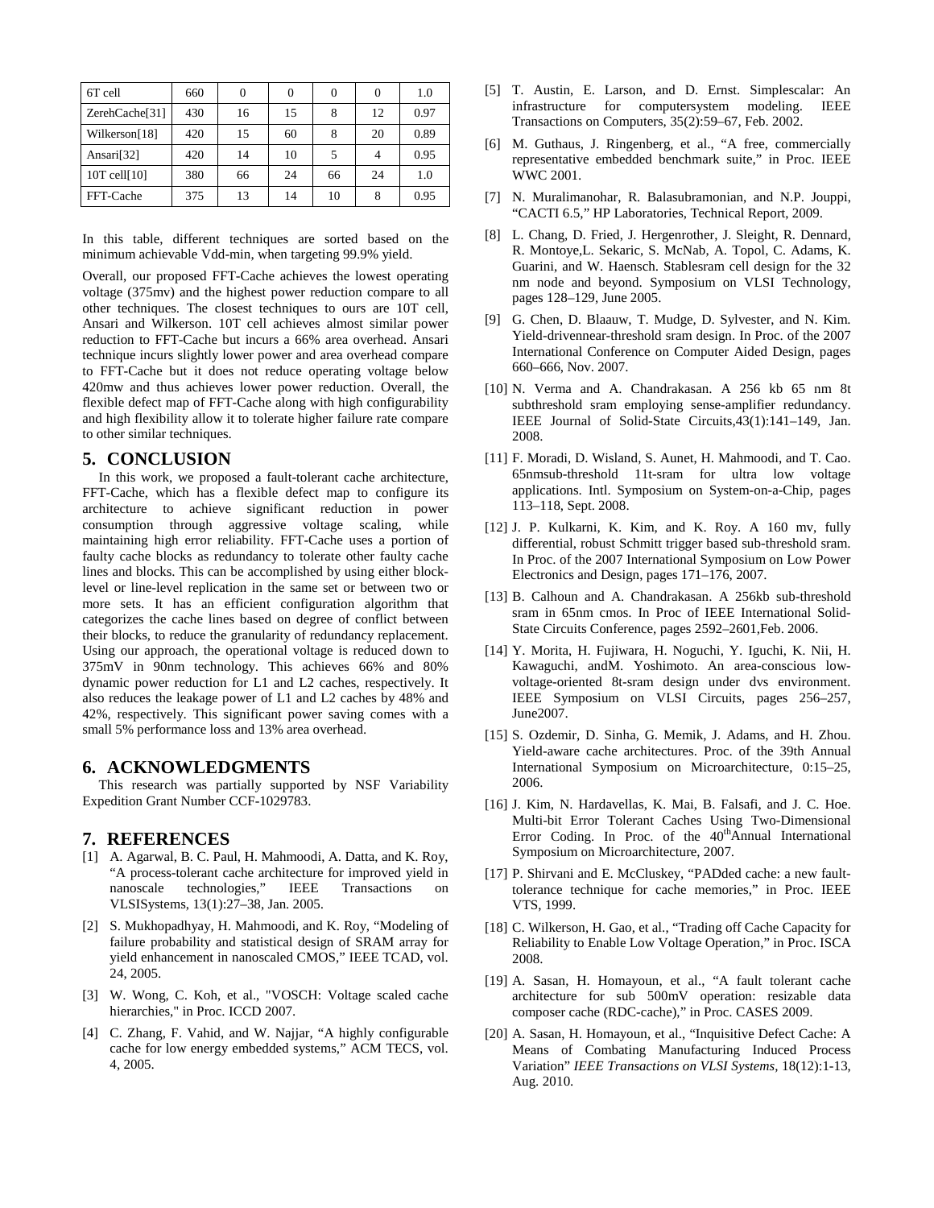| 6T cell | 660 | 0 | 0 | 0 | 0 | 1.0 |
|---|---|---|---|---|---|---|
| ZerehCache[31] | 430 | 16 | 15 | 8 | 12 | 0.97 |
| Wilkerson[18] | 420 | 15 | 60 | 8 | 20 | 0.89 |
| Ansari[32] | 420 | 14 | 10 | 5 | 4 | 0.95 |
| 10T cell[10] | 380 | 66 | 24 | 66 | 24 | 1.0 |
| FFT-Cache | 375 | 13 | 14 | 10 | 8 | 0.95 |

In this table, different techniques are sorted based on the minimum achievable Vdd-min, when targeting 99.9% yield.

Overall, our proposed FFT-Cache achieves the lowest operating voltage (375mv) and the highest power reduction compare to all other techniques. The closest techniques to ours are 10T cell, Ansari and Wilkerson. 10T cell achieves almost similar power reduction to FFT-Cache but incurs a 66% area overhead. Ansari technique incurs slightly lower power and area overhead compare to FFT-Cache but it does not reduce operating voltage below 420mw and thus achieves lower power reduction. Overall, the flexible defect map of FFT-Cache along with high configurability and high flexibility allow it to tolerate higher failure rate compare to other similar techniques.

## 5. CONCLUSION

In this work, we proposed a fault-tolerant cache architecture, FFT-Cache, which has a flexible defect map to configure its architecture to achieve significant reduction in power consumption through aggressive voltage scaling, while maintaining high error reliability. FFT-Cache uses a portion of faulty cache blocks as redundancy to tolerate other faulty cache lines and blocks. This can be accomplished by using either block-level or line-level replication in the same set or between two or more sets. It has an efficient configuration algorithm that categorizes the cache lines based on degree of conflict between their blocks, to reduce the granularity of redundancy replacement. Using our approach, the operational voltage is reduced down to 375mV in 90nm technology. This achieves 66% and 80% dynamic power reduction for L1 and L2 caches, respectively. It also reduces the leakage power of L1 and L2 caches by 48% and 42%, respectively. This significant power saving comes with a small 5% performance loss and 13% area overhead.

## 6. ACKNOWLEDGMENTS

This research was partially supported by NSF Variability Expedition Grant Number CCF-1029783.

## 7. REFERENCES

[1] A. Agarwal, B. C. Paul, H. Mahmoodi, A. Datta, and K. Roy, "A process-tolerant cache architecture for improved yield in nanoscale technologies," IEEE Transactions on VLSISystems, 13(1):27–38, Jan. 2005.

[2] S. Mukhopadhyay, H. Mahmoodi, and K. Roy, "Modeling of failure probability and statistical design of SRAM array for yield enhancement in nanoscaled CMOS," IEEE TCAD, vol. 24, 2005.

[3] W. Wong, C. Koh, et al., "VOSCH: Voltage scaled cache hierarchies," in Proc. ICCD 2007.

[4] C. Zhang, F. Vahid, and W. Najjar, "A highly configurable cache for low energy embedded systems," ACM TECS, vol. 4, 2005.

[5] T. Austin, E. Larson, and D. Ernst. Simplescalar: An infrastructure for computersystem modeling. IEEE Transactions on Computers, 35(2):59–67, Feb. 2002.

[6] M. Guthaus, J. Ringenberg, et al., "A free, commercially representative embedded benchmark suite," in Proc. IEEE WWC 2001.

[7] N. Muralimanohar, R. Balasubramonian, and N.P. Jouppi, "CACTI 6.5," HP Laboratories, Technical Report, 2009.

[8] L. Chang, D. Fried, J. Hergenrother, J. Sleight, R. Dennard, R. Montoye,L. Sekaric, S. McNab, A. Topol, C. Adams, K. Guarini, and W. Haensch. Stablesram cell design for the 32 nm node and beyond. Symposium on VLSI Technology, pages 128–129, June 2005.

[9] G. Chen, D. Blaauw, T. Mudge, D. Sylvester, and N. Kim. Yield-drivennear-threshold sram design. In Proc. of the 2007 International Conference on Computer Aided Design, pages 660–666, Nov. 2007.

[10] N. Verma and A. Chandrakasan. A 256 kb 65 nm 8t subthreshold sram employing sense-amplifier redundancy. IEEE Journal of Solid-State Circuits,43(1):141–149, Jan. 2008.

[11] F. Moradi, D. Wisland, S. Aunet, H. Mahmoodi, and T. Cao. 65nmsub-threshold 11t-sram for ultra low voltage applications. Intl. Symposium on System-on-a-Chip, pages 113–118, Sept. 2008.

[12] J. P. Kulkarni, K. Kim, and K. Roy. A 160 mv, fully differential, robust Schmitt trigger based sub-threshold sram. In Proc. of the 2007 International Symposium on Low Power Electronics and Design, pages 171–176, 2007.

[13] B. Calhoun and A. Chandrakasan. A 256kb sub-threshold sram in 65nm cmos. In Proc of IEEE International Solid-State Circuits Conference, pages 2592–2601,Feb. 2006.

[14] Y. Morita, H. Fujiwara, H. Noguchi, Y. Iguchi, K. Nii, H. Kawaguchi, andM. Yoshimoto. An area-conscious low-voltage-oriented 8t-sram design under dvs environment. IEEE Symposium on VLSI Circuits, pages 256–257, June2007.

[15] S. Ozdemir, D. Sinha, G. Memik, J. Adams, and H. Zhou. Yield-aware cache architectures. Proc. of the 39th Annual International Symposium on Microarchitecture, 0:15–25, 2006.

[16] J. Kim, N. Hardavellas, K. Mai, B. Falsafi, and J. C. Hoe. Multi-bit Error Tolerant Caches Using Two-Dimensional Error Coding. In Proc. of the 40th Annual International Symposium on Microarchitecture, 2007.

[17] P. Shirvani and E. McCluskey, "PADded cache: a new fault-tolerance technique for cache memories," in Proc. IEEE VTS, 1999.

[18] C. Wilkerson, H. Gao, et al., "Trading off Cache Capacity for Reliability to Enable Low Voltage Operation," in Proc. ISCA 2008.

[19] A. Sasan, H. Homayoun, et al., "A fault tolerant cache architecture for sub 500mV operation: resizable data composer cache (RDC-cache)," in Proc. CASES 2009.

[20] A. Sasan, H. Homayoun, et al., "Inquisitive Defect Cache: A Means of Combating Manufacturing Induced Process Variation" *IEEE Transactions on VLSI Systems*, 18(12):1-13, Aug. 2010.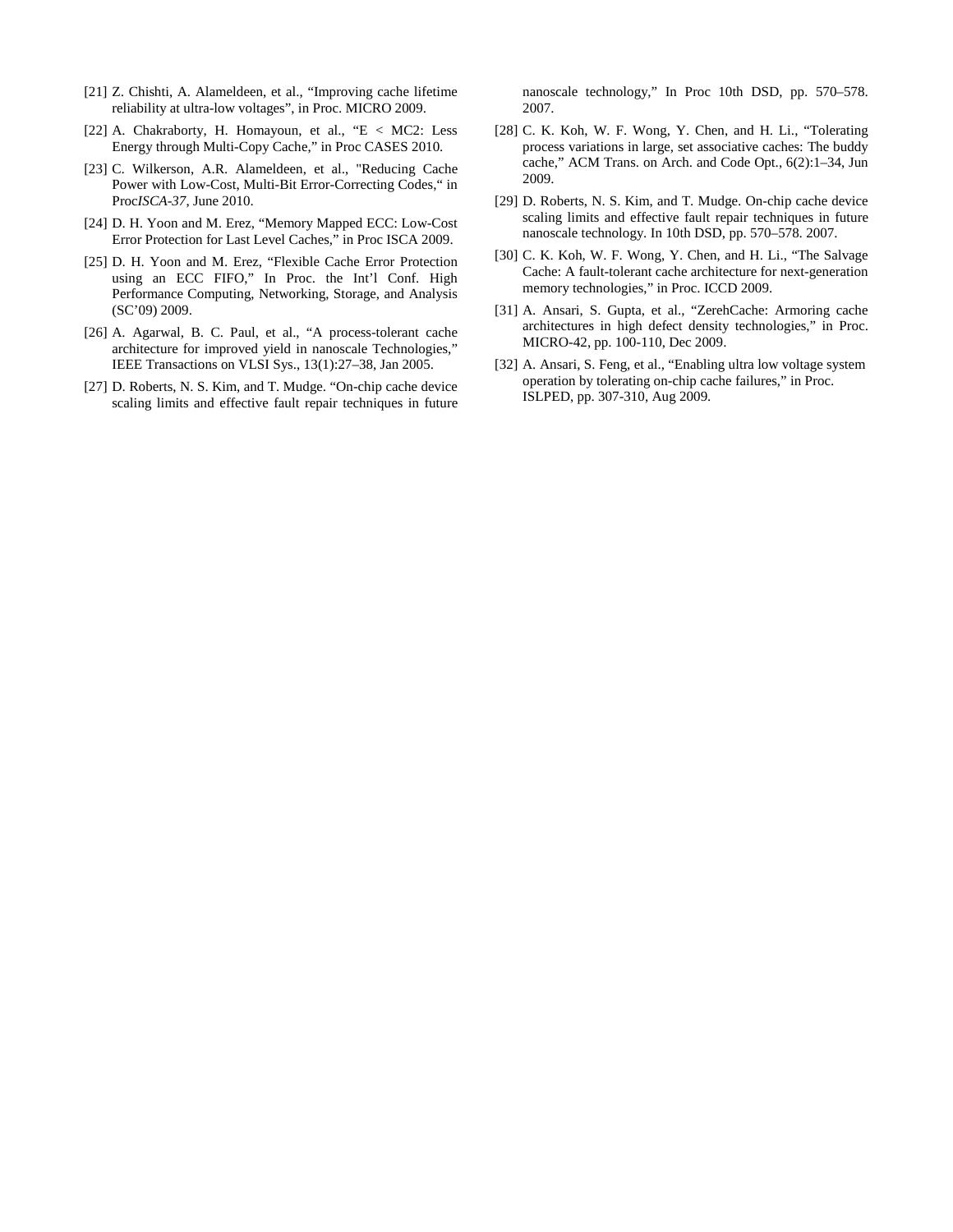[21] Z. Chishti, A. Alameldeen, et al., “Improving cache lifetime reliability at ultra-low voltages”, in Proc. MICRO 2009.

[22] A. Chakraborty, H. Homayoun, et al., “E < MC2: Less Energy through Multi-Copy Cache,” in Proc CASES 2010.

[23] C. Wilkerson, A.R. Alameldeen, et al., "Reducing Cache Power with Low-Cost, Multi-Bit Error-Correcting Codes,“ in Proc*ISCA-37*, June 2010.

[24] D. H. Yoon and M. Erez, “Memory Mapped ECC: Low-Cost Error Protection for Last Level Caches,” in Proc ISCA 2009.

[25] D. H. Yoon and M. Erez, “Flexible Cache Error Protection using an ECC FIFO,” In Proc. the Int’l Conf. High Performance Computing, Networking, Storage, and Analysis (SC’09) 2009.

[26] A. Agarwal, B. C. Paul, et al., “A process-tolerant cache architecture for improved yield in nanoscale Technologies,” IEEE Transactions on VLSI Sys., 13(1):27–38, Jan 2005.

[27] D. Roberts, N. S. Kim, and T. Mudge. “On-chip cache device scaling limits and effective fault repair techniques in future nanoscale technology,” In Proc 10th DSD, pp. 570–578. 2007.

[28] C. K. Koh, W. F. Wong, Y. Chen, and H. Li., “Tolerating process variations in large, set associative caches: The buddy cache,” ACM Trans. on Arch. and Code Opt., 6(2):1–34, Jun 2009.

[29] D. Roberts, N. S. Kim, and T. Mudge. On-chip cache device scaling limits and effective fault repair techniques in future nanoscale technology. In 10th DSD, pp. 570–578. 2007.

[30] C. K. Koh, W. F. Wong, Y. Chen, and H. Li., “The Salvage Cache: A fault-tolerant cache architecture for next-generation memory technologies,” in Proc. ICCD 2009.

[31] A. Ansari, S. Gupta, et al., “ZerehCache: Armoring cache architectures in high defect density technologies,” in Proc. MICRO-42, pp. 100-110, Dec 2009.

[32] A. Ansari, S. Feng, et al., “Enabling ultra low voltage system operation by tolerating on-chip cache failures,” in Proc. ISLPED, pp. 307-310, Aug 2009.